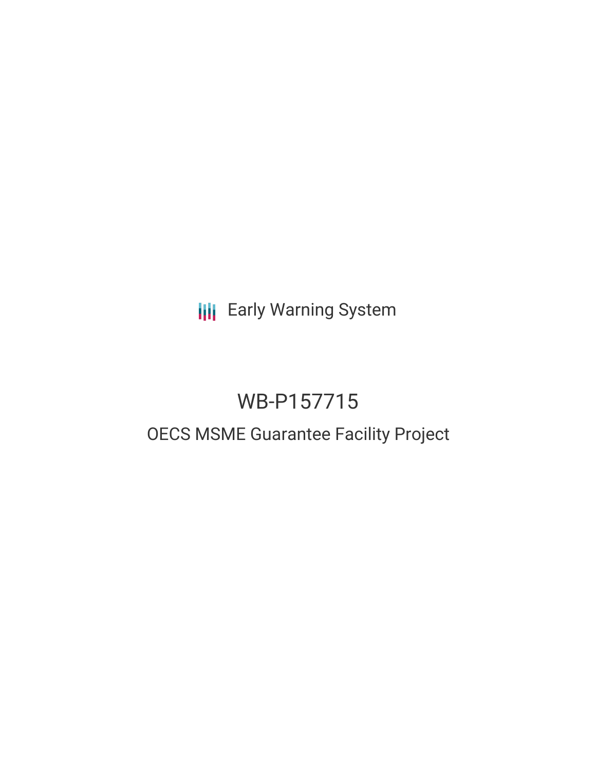Early Warning System

# WB-P157715

## OECS MSME Guarantee Facility Project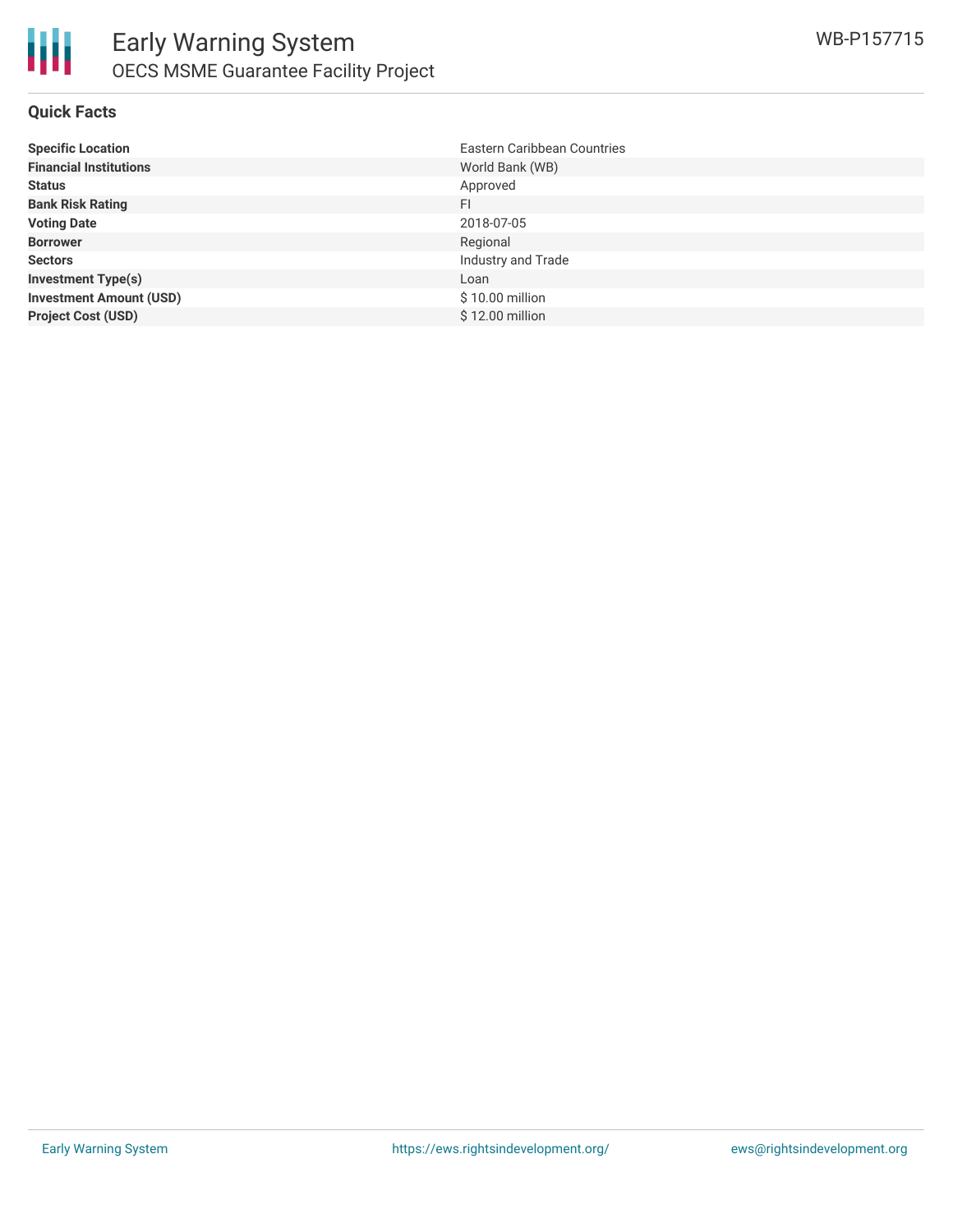## Quick Facts

| | |
|---|---|
| **Specific Location** | Eastern Caribbean Countries |
| **Financial Institutions** | World Bank (WB) |
| **Status** | Approved |
| **Bank Risk Rating** | FI |
| **Voting Date** | 2018-07-05 |
| **Borrower** | Regional |
| **Sectors** | Industry and Trade |
| **Investment Type(s)** | Loan |
| **Investment Amount (USD)** | $ 10.00 million |
| **Project Cost (USD)** | $ 12.00 million |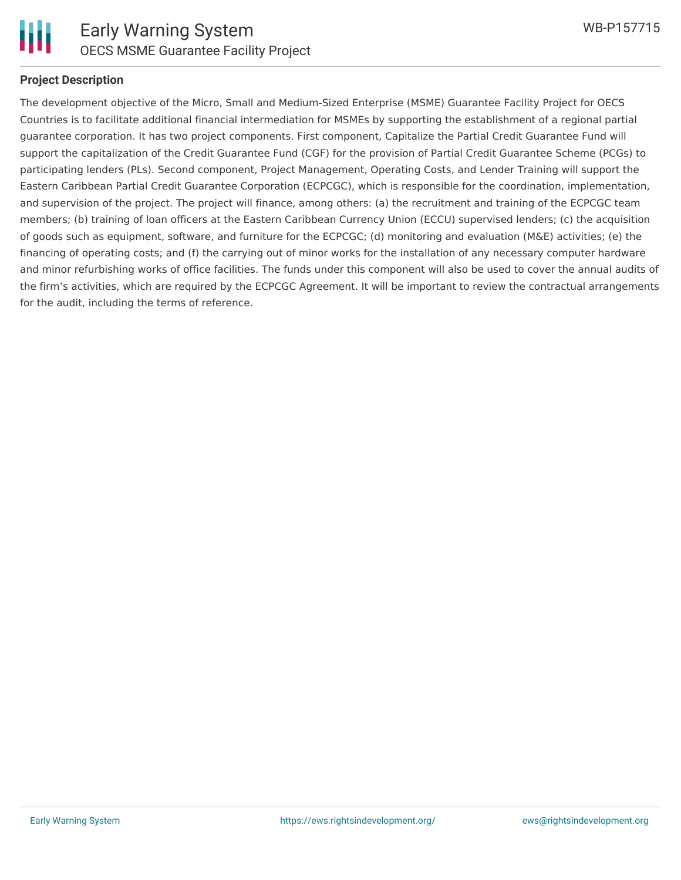## Project Description

The development objective of the Micro, Small and Medium-Sized Enterprise (MSME) Guarantee Facility Project for OECS Countries is to facilitate additional financial intermediation for MSMEs by supporting the establishment of a regional partial guarantee corporation. It has two project components. First component, Capitalize the Partial Credit Guarantee Fund will support the capitalization of the Credit Guarantee Fund (CGF) for the provision of Partial Credit Guarantee Scheme (PCGs) to participating lenders (PLs). Second component, Project Management, Operating Costs, and Lender Training will support the Eastern Caribbean Partial Credit Guarantee Corporation (ECPCGC), which is responsible for the coordination, implementation, and supervision of the project. The project will finance, among others: (a) the recruitment and training of the ECPCGC team members; (b) training of loan officers at the Eastern Caribbean Currency Union (ECCU) supervised lenders; (c) the acquisition of goods such as equipment, software, and furniture for the ECPCGC; (d) monitoring and evaluation (M&E) activities; (e) the financing of operating costs; and (f) the carrying out of minor works for the installation of any necessary computer hardware and minor refurbishing works of office facilities. The funds under this component will also be used to cover the annual audits of the firm's activities, which are required by the ECPCGC Agreement. It will be important to review the contractual arrangements for the audit, including the terms of reference.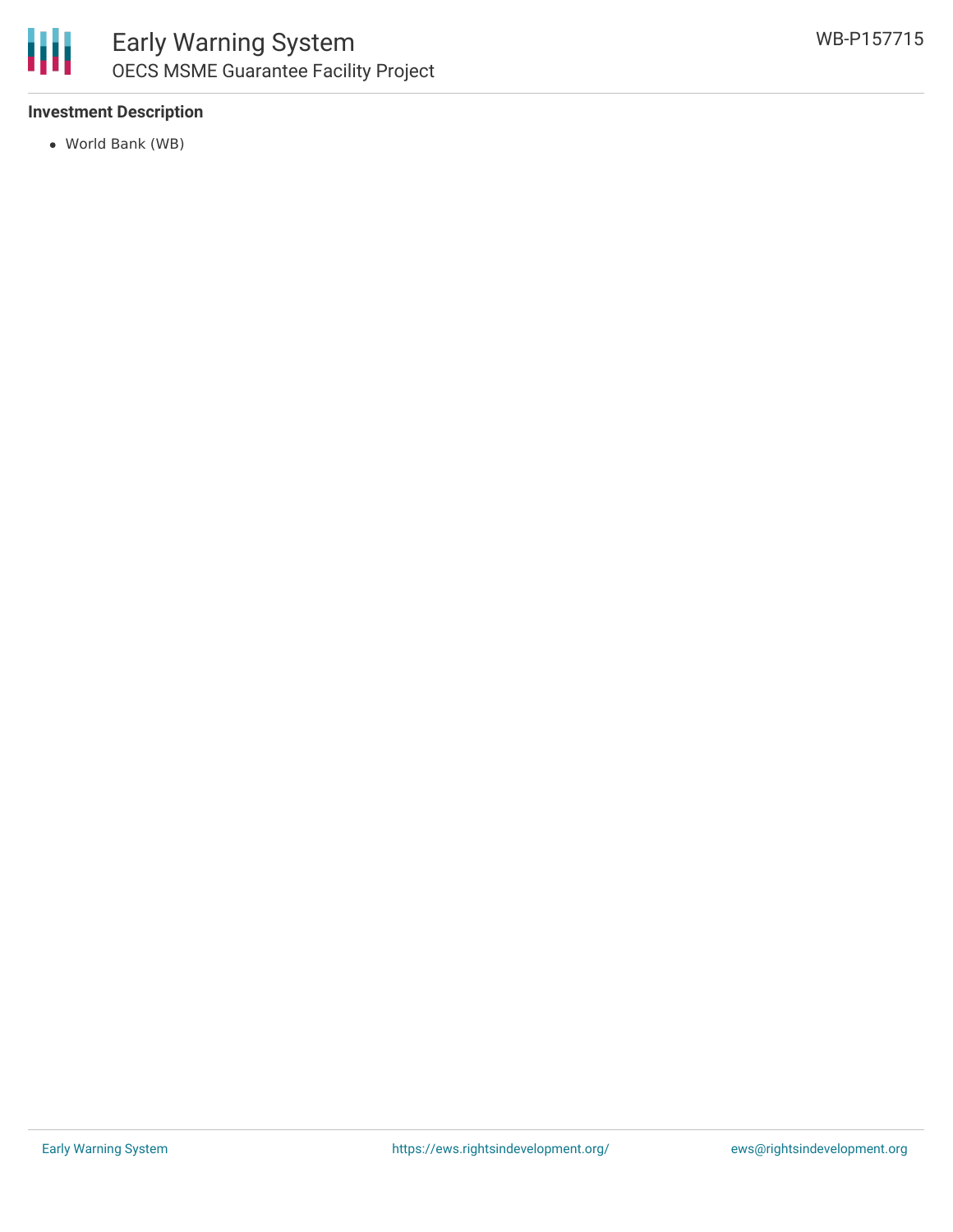**Investment Description**

- World Bank (WB)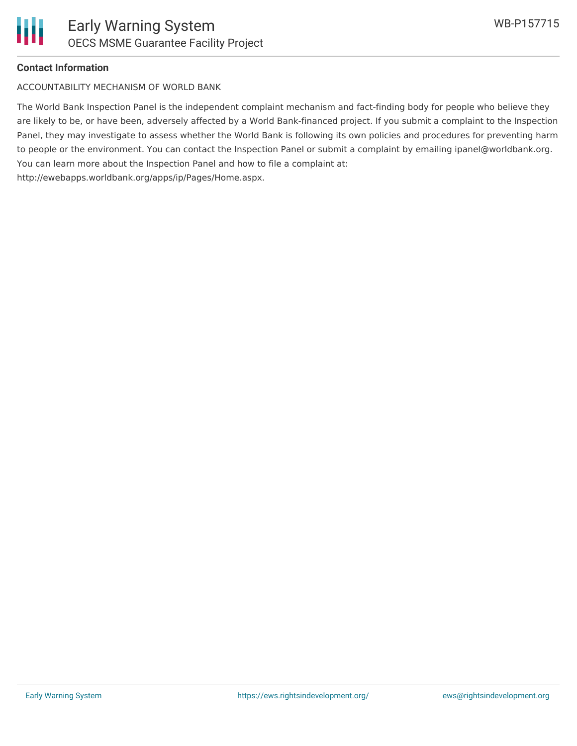**Contact Information**

ACCOUNTABILITY MECHANISM OF WORLD BANK

The World Bank Inspection Panel is the independent complaint mechanism and fact-finding body for people who believe they are likely to be, or have been, adversely affected by a World Bank-financed project. If you submit a complaint to the Inspection Panel, they may investigate to assess whether the World Bank is following its own policies and procedures for preventing harm to people or the environment. You can contact the Inspection Panel or submit a complaint by emailing ipanel@worldbank.org. You can learn more about the Inspection Panel and how to file a complaint at: http://ewebapps.worldbank.org/apps/ip/Pages/Home.aspx.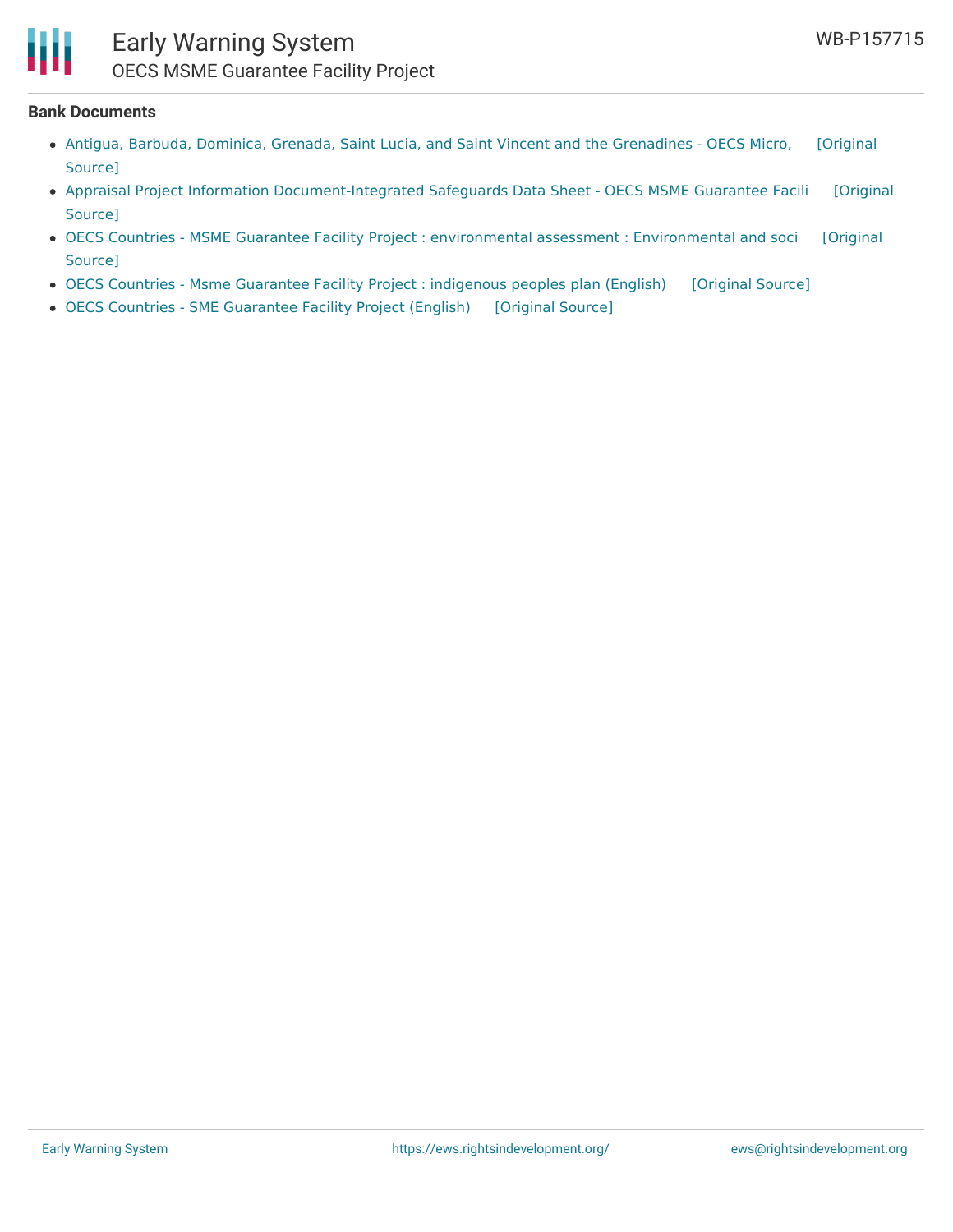## Bank Documents

- Antigua, Barbuda, Dominica, Grenada, Saint Lucia, and Saint Vincent and the Grenadines - OECS Micro, [Original Source]
- Appraisal Project Information Document-Integrated Safeguards Data Sheet - OECS MSME Guarantee Facili [Original Source]
- OECS Countries - MSME Guarantee Facility Project : environmental assessment : Environmental and soci [Original Source]
- OECS Countries - Msme Guarantee Facility Project : indigenous peoples plan (English) [Original Source]
- OECS Countries - SME Guarantee Facility Project (English) [Original Source]